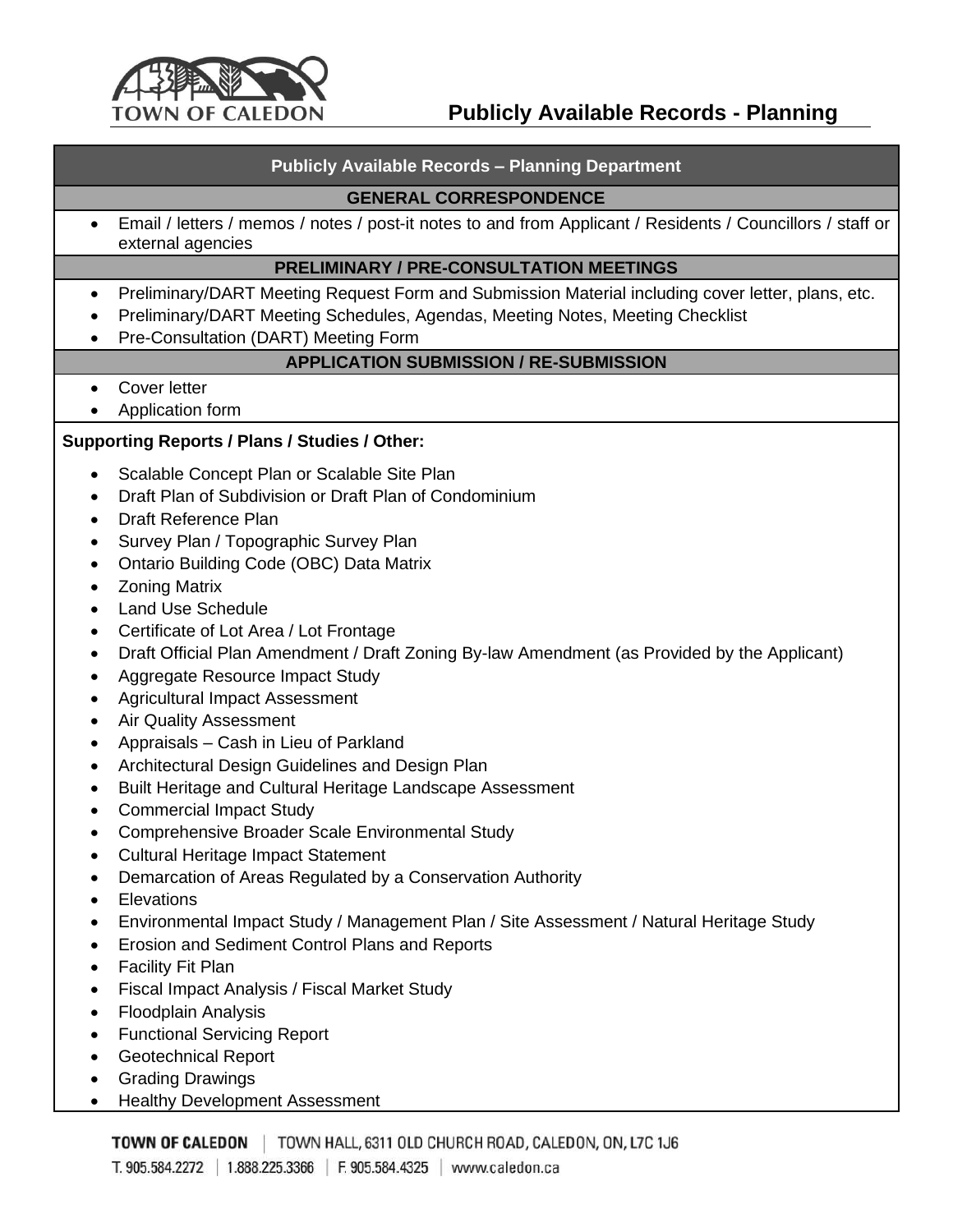# Publicly Available Records - Planning

## Publicly Available Records – Planning Department

### GENERAL CORRESPONDENCE

- Email / letters / memos / notes / post-it notes to and from Applicant / Residents / Councillors / staff or external agencies

### PRELIMINARY / PRE-CONSULTATION MEETINGS

- Preliminary/DART Meeting Request Form and Submission Material including cover letter, plans, etc.
- Preliminary/DART Meeting Schedules, Agendas, Meeting Notes, Meeting Checklist
- Pre-Consultation (DART) Meeting Form

### APPLICATION SUBMISSION / RE-SUBMISSION

- Cover letter
- Application form

**Supporting Reports / Plans / Studies / Other:**

- Scalable Concept Plan or Scalable Site Plan
- Draft Plan of Subdivision or Draft Plan of Condominium
- Draft Reference Plan
- Survey Plan / Topographic Survey Plan
- Ontario Building Code (OBC) Data Matrix
- Zoning Matrix
- Land Use Schedule
- Certificate of Lot Area / Lot Frontage
- Draft Official Plan Amendment / Draft Zoning By-law Amendment (as Provided by the Applicant)
- Aggregate Resource Impact Study
- Agricultural Impact Assessment
- Air Quality Assessment
- Appraisals – Cash in Lieu of Parkland
- Architectural Design Guidelines and Design Plan
- Built Heritage and Cultural Heritage Landscape Assessment
- Commercial Impact Study
- Comprehensive Broader Scale Environmental Study
- Cultural Heritage Impact Statement
- Demarcation of Areas Regulated by a Conservation Authority
- Elevations
- Environmental Impact Study / Management Plan / Site Assessment / Natural Heritage Study
- Erosion and Sediment Control Plans and Reports
- Facility Fit Plan
- Fiscal Impact Analysis / Fiscal Market Study
- Floodplain Analysis
- Functional Servicing Report
- Geotechnical Report
- Grading Drawings
- Healthy Development Assessment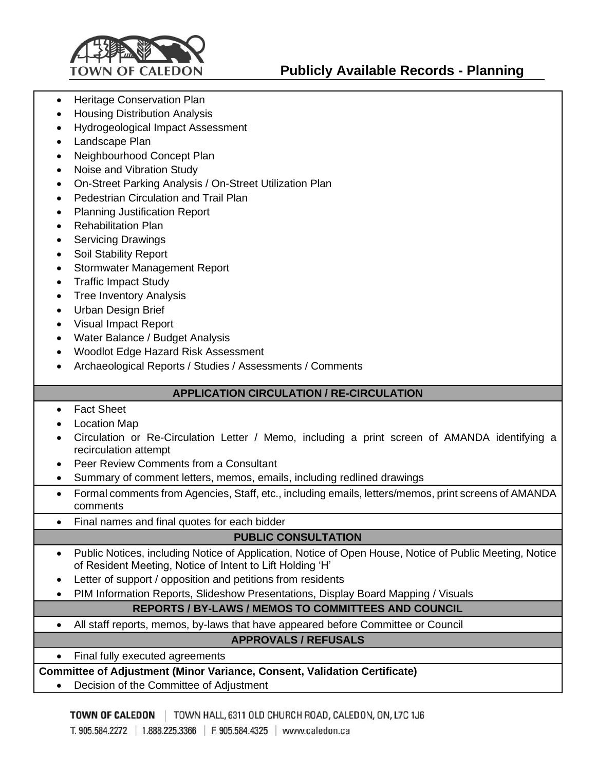- Heritage Conservation Plan
- Housing Distribution Analysis
- Hydrogeological Impact Assessment
- Landscape Plan
- Neighbourhood Concept Plan
- Noise and Vibration Study
- On-Street Parking Analysis / On-Street Utilization Plan
- Pedestrian Circulation and Trail Plan
- Planning Justification Report
- Rehabilitation Plan
- Servicing Drawings
- Soil Stability Report
- Stormwater Management Report
- Traffic Impact Study
- Tree Inventory Analysis
- Urban Design Brief
- Visual Impact Report
- Water Balance / Budget Analysis
- Woodlot Edge Hazard Risk Assessment
- Archaeological Reports / Studies / Assessments / Comments

**APPLICATION CIRCULATION / RE-CIRCULATION**

- Fact Sheet
- Location Map
- Circulation or Re-Circulation Letter / Memo, including a print screen of AMANDA identifying a recirculation attempt
- Peer Review Comments from a Consultant
- Summary of comment letters, memos, emails, including redlined drawings
- Formal comments from Agencies, Staff, etc., including emails, letters/memos, print screens of AMANDA comments
- Final names and final quotes for each bidder

**PUBLIC CONSULTATION**

- Public Notices, including Notice of Application, Notice of Open House, Notice of Public Meeting, Notice of Resident Meeting, Notice of Intent to Lift Holding 'H'
- Letter of support / opposition and petitions from residents
- PIM Information Reports, Slideshow Presentations, Display Board Mapping / Visuals

**REPORTS / BY-LAWS / MEMOS TO COMMITTEES AND COUNCIL**

- All staff reports, memos, by-laws that have appeared before Committee or Council

**APPROVALS / REFUSALS**

- Final fully executed agreements

**Committee of Adjustment (Minor Variance, Consent, Validation Certificate)**

- Decision of the Committee of Adjustment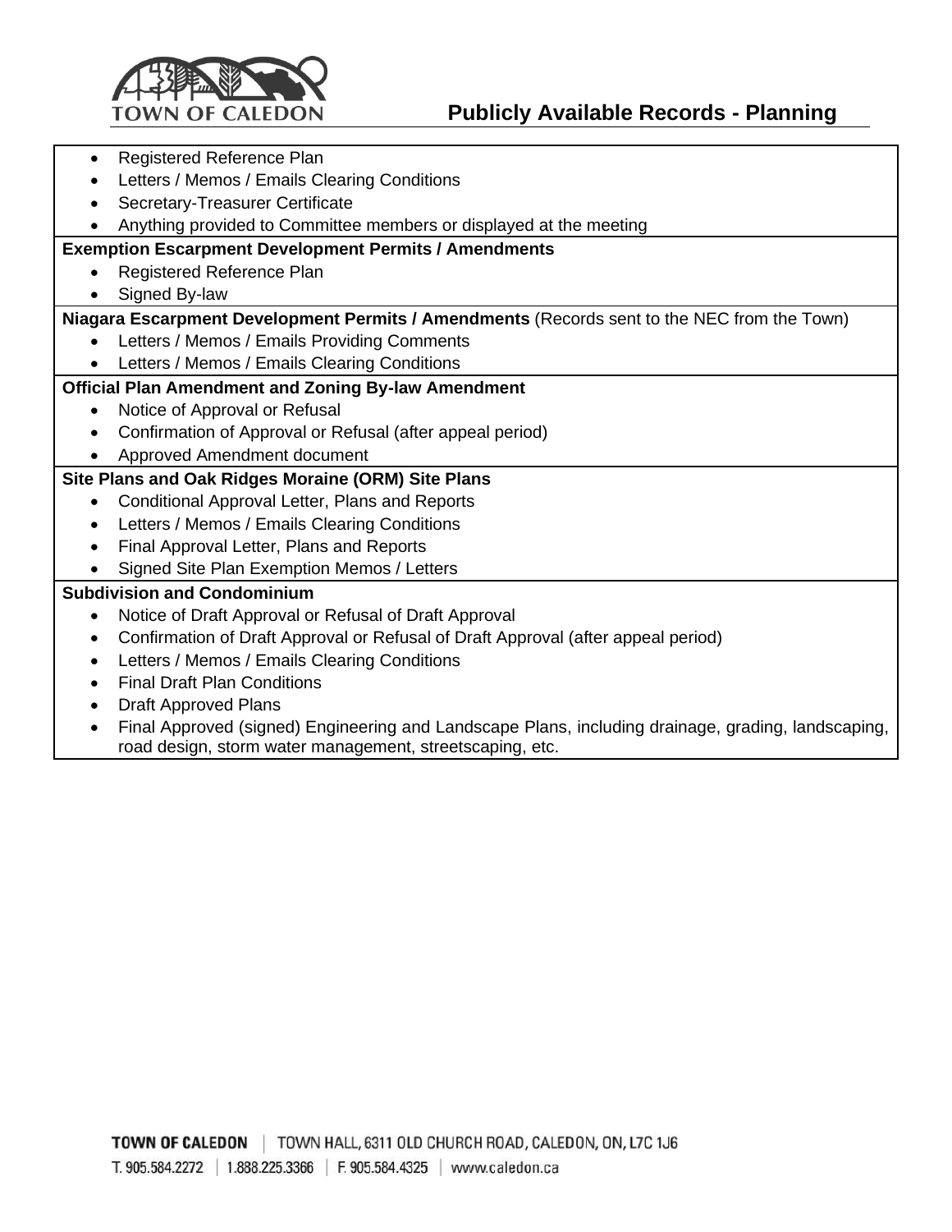- Registered Reference Plan
- Letters / Memos / Emails Clearing Conditions
- Secretary-Treasurer Certificate
- Anything provided to Committee members or displayed at the meeting

**Exemption Escarpment Development Permits / Amendments**

- Registered Reference Plan
- Signed By-law

**Niagara Escarpment Development Permits / Amendments** (Records sent to the NEC from the Town)

- Letters / Memos / Emails Providing Comments
- Letters / Memos / Emails Clearing Conditions

**Official Plan Amendment and Zoning By-law Amendment**

- Notice of Approval or Refusal
- Confirmation of Approval or Refusal (after appeal period)
- Approved Amendment document

**Site Plans and Oak Ridges Moraine (ORM) Site Plans**

- Conditional Approval Letter, Plans and Reports
- Letters / Memos / Emails Clearing Conditions
- Final Approval Letter, Plans and Reports
- Signed Site Plan Exemption Memos / Letters

**Subdivision and Condominium**

- Notice of Draft Approval or Refusal of Draft Approval
- Confirmation of Draft Approval or Refusal of Draft Approval (after appeal period)
- Letters / Memos / Emails Clearing Conditions
- Final Draft Plan Conditions
- Draft Approved Plans
- Final Approved (signed) Engineering and Landscape Plans, including drainage, grading, landscaping, road design, storm water management, streetscaping, etc.